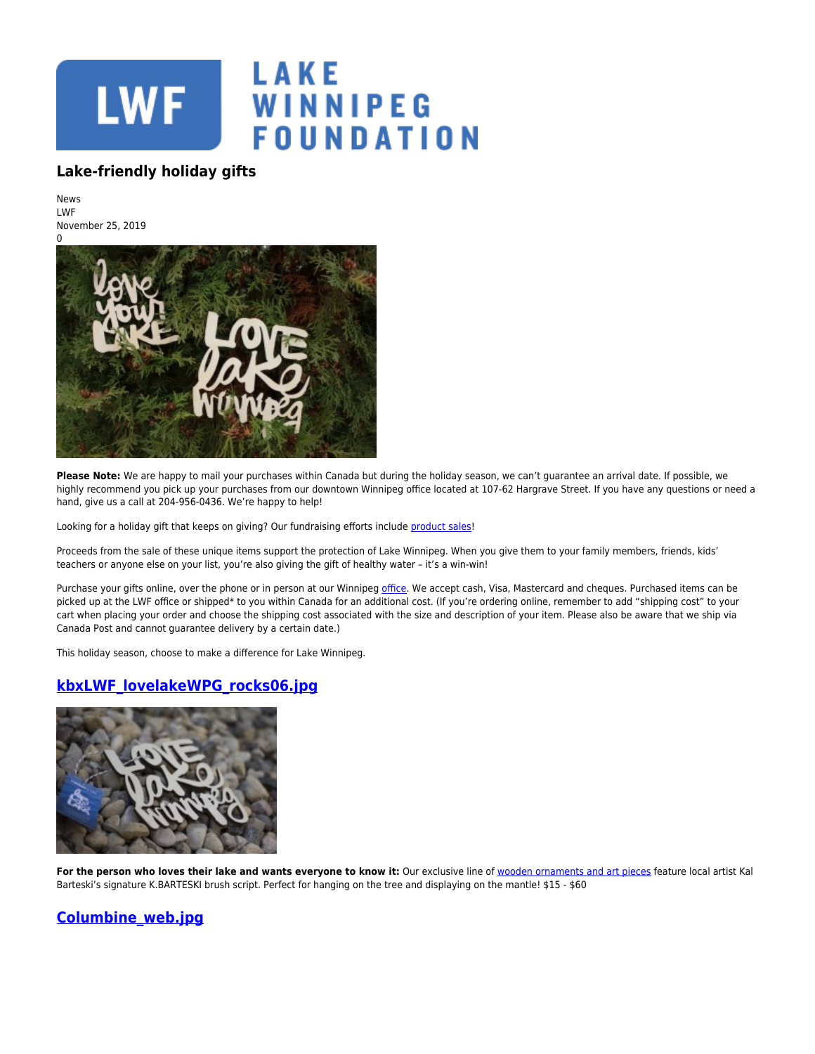# Lake-friendly holiday gifts

News
LWF
November 25, 2019
0

**Please Note:** We are happy to mail your purchases within Canada but during the holiday season, we can't guarantee an arrival date. If possible, we highly recommend you pick up your purchases from our downtown Winnipeg office located at 107-62 Hargrave Street. If you have any questions or need a hand, give us a call at 204-956-0436. We're happy to help!

Looking for a holiday gift that keeps on giving? Our fundraising efforts include product sales!

Proceeds from the sale of these unique items support the protection of Lake Winnipeg. When you give them to your family members, friends, kids' teachers or anyone else on your list, you're also giving the gift of healthy water – it's a win-win!

Purchase your gifts online, over the phone or in person at our Winnipeg office. We accept cash, Visa, Mastercard and cheques. Purchased items can be picked up at the LWF office or shipped* to you within Canada for an additional cost. (If you're ordering online, remember to add "shipping cost" to your cart when placing your order and choose the shipping cost associated with the size and description of your item. Please also be aware that we ship via Canada Post and cannot guarantee delivery by a certain date.)

This holiday season, choose to make a difference for Lake Winnipeg.

## kbxLWF_lovelakeWPG_rocks06.jpg

**For the person who loves their lake and wants everyone to know it:** Our exclusive line of wooden ornaments and art pieces feature local artist Kal Barteski's signature K.BARTESKI brush script. Perfect for hanging on the tree and displaying on the mantle! $15 - $60

## Columbine_web.jpg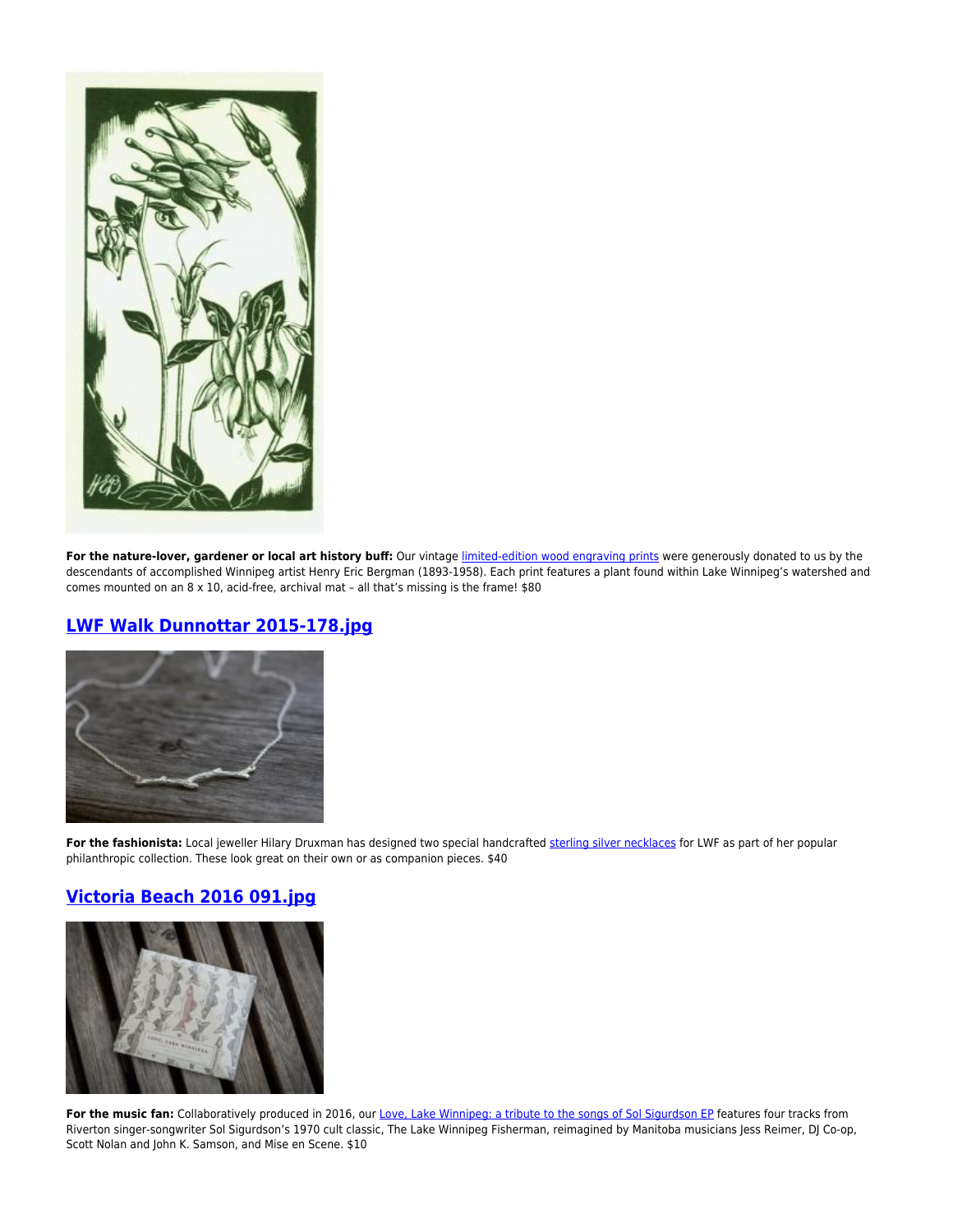**For the nature-lover, gardener or local art history buff:** Our vintage [limited-edition wood engraving prints] were generously donated to us by the descendants of accomplished Winnipeg artist Henry Eric Bergman (1893-1958). Each print features a plant found within Lake Winnipeg's watershed and comes mounted on an 8 x 10, acid-free, archival mat – all that's missing is the frame! $80

## LWF Walk Dunnottar 2015-178.jpg

**For the fashionista:** Local jeweller Hilary Druxman has designed two special handcrafted [sterling silver necklaces] for LWF as part of her popular philanthropic collection. These look great on their own or as companion pieces. $40

## Victoria Beach 2016 091.jpg

**For the music fan:** Collaboratively produced in 2016, our [Love, Lake Winnipeg: a tribute to the songs of Sol Sigurdson EP] features four tracks from Riverton singer-songwriter Sol Sigurdson's 1970 cult classic, The Lake Winnipeg Fisherman, reimagined by Manitoba musicians Jess Reimer, DJ Co-op, Scott Nolan and John K. Samson, and Mise en Scene. $10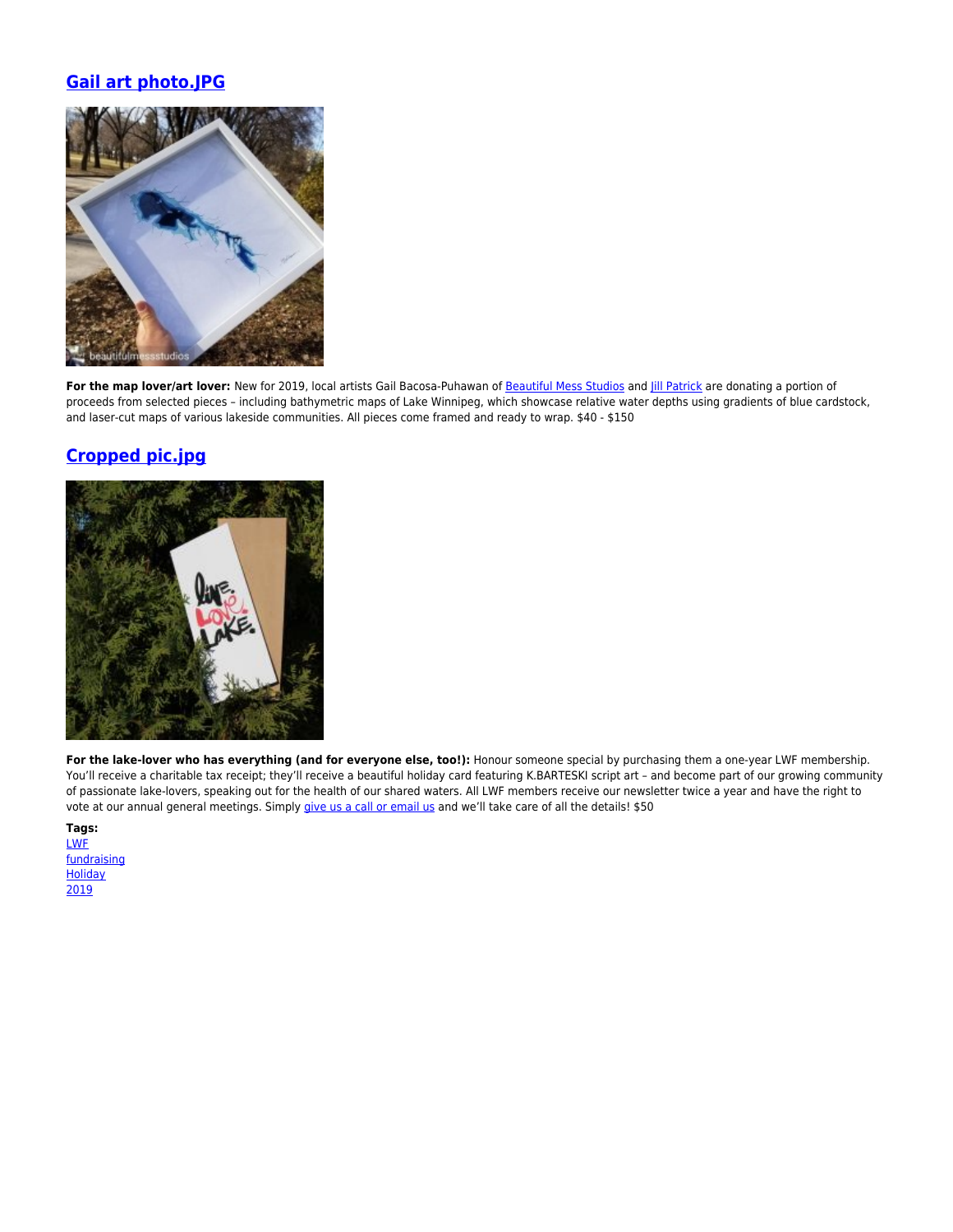## Gail art photo.JPG

**For the map lover/art lover:** New for 2019, local artists Gail Bacosa-Puhawan of Beautiful Mess Studios and Jill Patrick are donating a portion of proceeds from selected pieces – including bathymetric maps of Lake Winnipeg, which showcase relative water depths using gradients of blue cardstock, and laser-cut maps of various lakeside communities. All pieces come framed and ready to wrap. $40 - $150

## Cropped pic.jpg

**For the lake-lover who has everything (and for everyone else, too!):** Honour someone special by purchasing them a one-year LWF membership. You'll receive a charitable tax receipt; they'll receive a beautiful holiday card featuring K.BARTESKI script art – and become part of our growing community of passionate lake-lovers, speaking out for the health of our shared waters. All LWF members receive our newsletter twice a year and have the right to vote at our annual general meetings. Simply give us a call or email us and we'll take care of all the details! $50

**Tags:**
LWF
fundraising
Holiday
2019